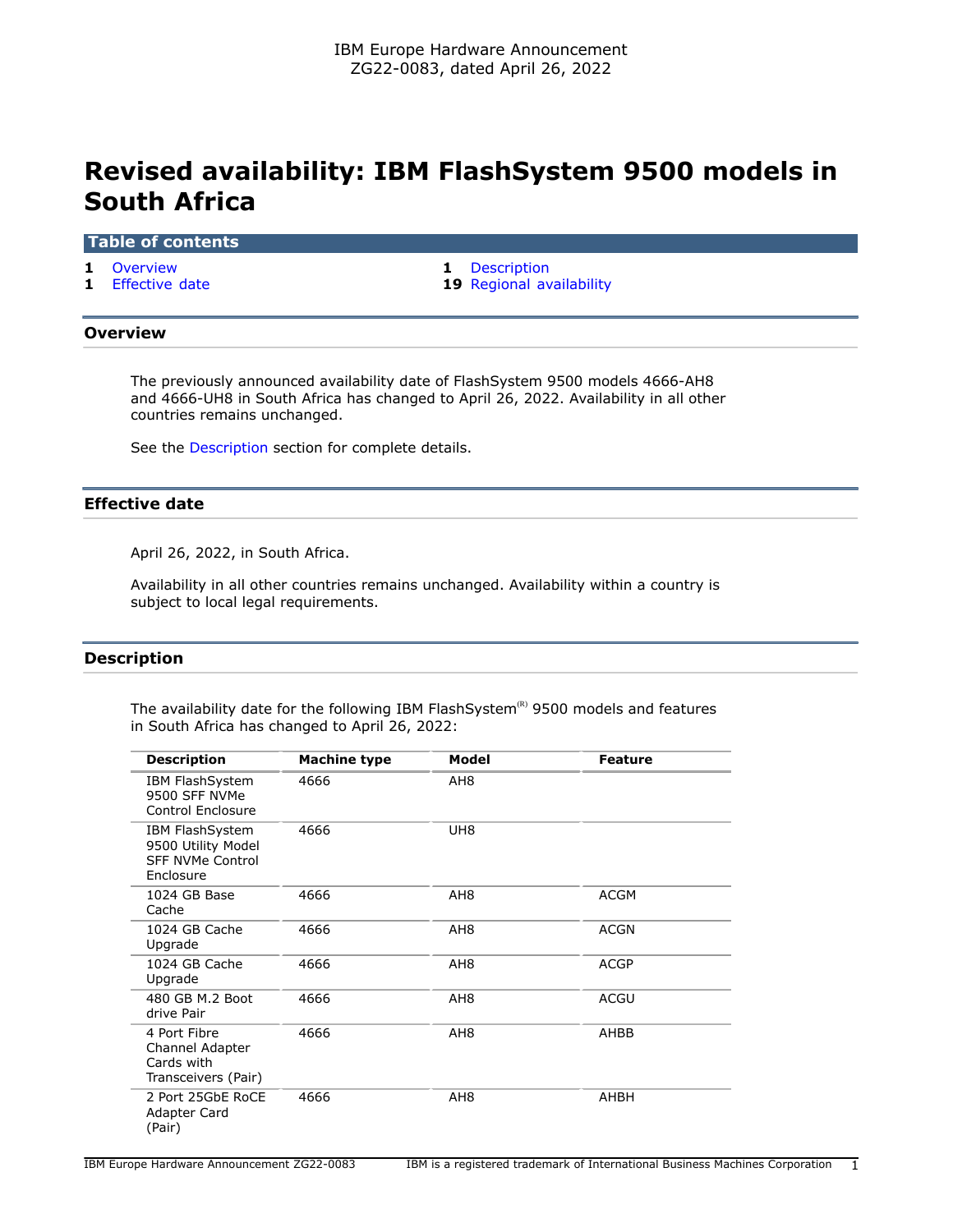IBM Europe Hardware Announcement
ZG22-0083, dated April 26, 2022

# Revised availability: IBM FlashSystem 9500 models in South Africa

## Table of contents

- 1 Overview
- 1 Effective date
- 1 Description
- 19 Regional availability

## Overview

The previously announced availability date of FlashSystem 9500 models 4666-AH8 and 4666-UH8 in South Africa has changed to April 26, 2022. Availability in all other countries remains unchanged.

See the Description section for complete details.

## Effective date

April 26, 2022, in South Africa.

Availability in all other countries remains unchanged. Availability within a country is subject to local legal requirements.

## Description

The availability date for the following IBM FlashSystem(R) 9500 models and features in South Africa has changed to April 26, 2022:

| Description | Machine type | Model | Feature |
|---|---|---|---|
| IBM FlashSystem 9500 SFF NVMe Control Enclosure | 4666 | AH8 | |
| IBM FlashSystem 9500 Utility Model SFF NVMe Control Enclosure | 4666 | UH8 | |
| 1024 GB Base Cache | 4666 | AH8 | ACGM |
| 1024 GB Cache Upgrade | 4666 | AH8 | ACGN |
| 1024 GB Cache Upgrade | 4666 | AH8 | ACGP |
| 480 GB M.2 Boot drive Pair | 4666 | AH8 | ACGU |
| 4 Port Fibre Channel Adapter Cards with Transceivers (Pair) | 4666 | AH8 | AHBB |
| 2 Port 25GbE RoCE Adapter Card (Pair) | 4666 | AH8 | AHBH |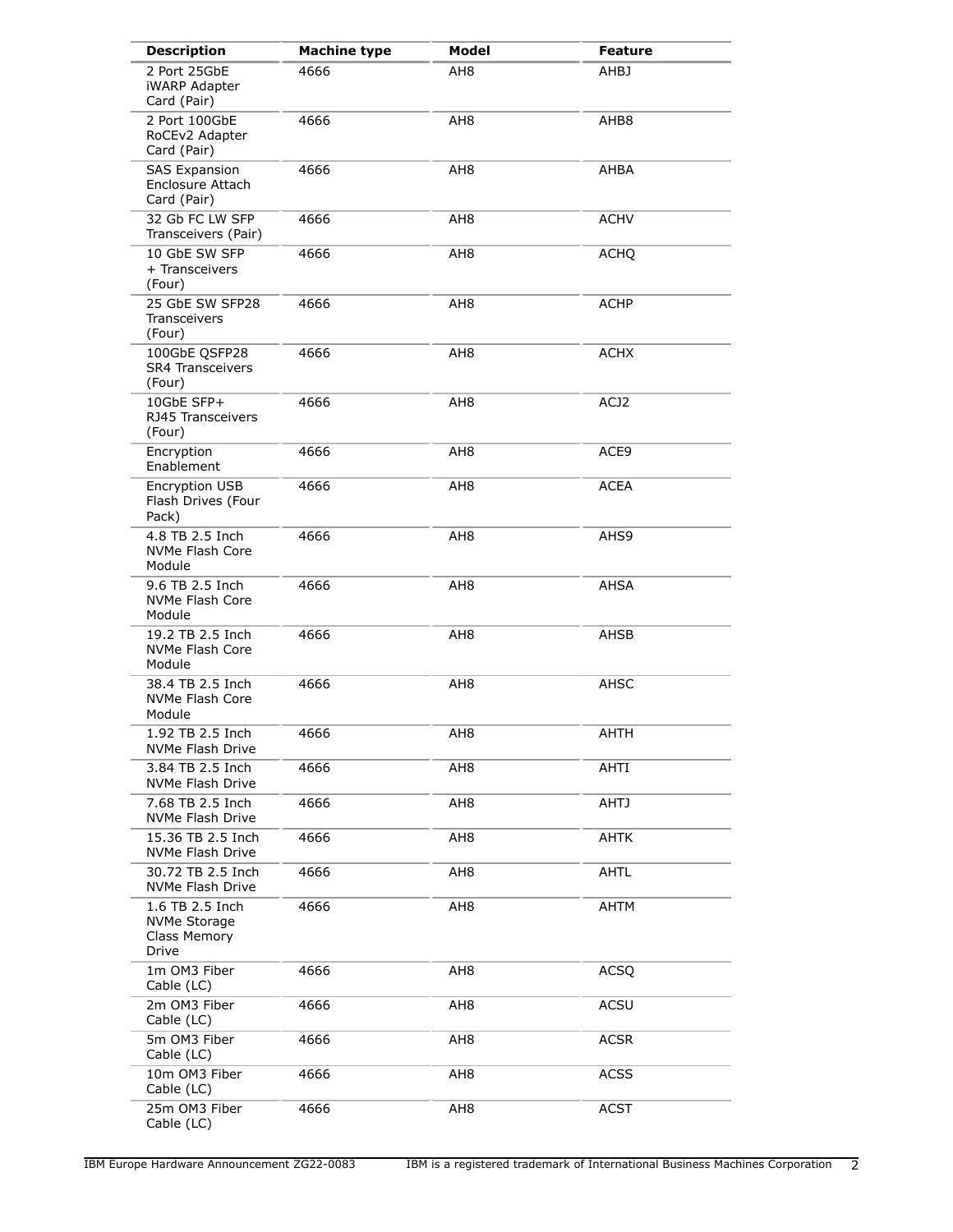| Description | Machine type | Model | Feature |
| --- | --- | --- | --- |
| 2 Port 25GbE iWARP Adapter Card (Pair) | 4666 | AH8 | AHBJ |
| 2 Port 100GbE RoCEv2 Adapter Card (Pair) | 4666 | AH8 | AHB8 |
| SAS Expansion Enclosure Attach Card (Pair) | 4666 | AH8 | AHBA |
| 32 Gb FC LW SFP Transceivers (Pair) | 4666 | AH8 | ACHV |
| 10 GbE SW SFP + Transceivers (Four) | 4666 | AH8 | ACHQ |
| 25 GbE SW SFP28 Transceivers (Four) | 4666 | AH8 | ACHP |
| 100GbE QSFP28 SR4 Transceivers (Four) | 4666 | AH8 | ACHX |
| 10GbE SFP+ RJ45 Transceivers (Four) | 4666 | AH8 | ACJ2 |
| Encryption Enablement | 4666 | AH8 | ACE9 |
| Encryption USB Flash Drives (Four Pack) | 4666 | AH8 | ACEA |
| 4.8 TB 2.5 Inch NVMe Flash Core Module | 4666 | AH8 | AHS9 |
| 9.6 TB 2.5 Inch NVMe Flash Core Module | 4666 | AH8 | AHSA |
| 19.2 TB 2.5 Inch NVMe Flash Core Module | 4666 | AH8 | AHSB |
| 38.4 TB 2.5 Inch NVMe Flash Core Module | 4666 | AH8 | AHSC |
| 1.92 TB 2.5 Inch NVMe Flash Drive | 4666 | AH8 | AHTH |
| 3.84 TB 2.5 Inch NVMe Flash Drive | 4666 | AH8 | AHTI |
| 7.68 TB 2.5 Inch NVMe Flash Drive | 4666 | AH8 | AHTJ |
| 15.36 TB 2.5 Inch NVMe Flash Drive | 4666 | AH8 | AHTK |
| 30.72 TB 2.5 Inch NVMe Flash Drive | 4666 | AH8 | AHTL |
| 1.6 TB 2.5 Inch NVMe Storage Class Memory Drive | 4666 | AH8 | AHTM |
| 1m OM3 Fiber Cable (LC) | 4666 | AH8 | ACSQ |
| 2m OM3 Fiber Cable (LC) | 4666 | AH8 | ACSU |
| 5m OM3 Fiber Cable (LC) | 4666 | AH8 | ACSR |
| 10m OM3 Fiber Cable (LC) | 4666 | AH8 | ACSS |
| 25m OM3 Fiber Cable (LC) | 4666 | AH8 | ACST |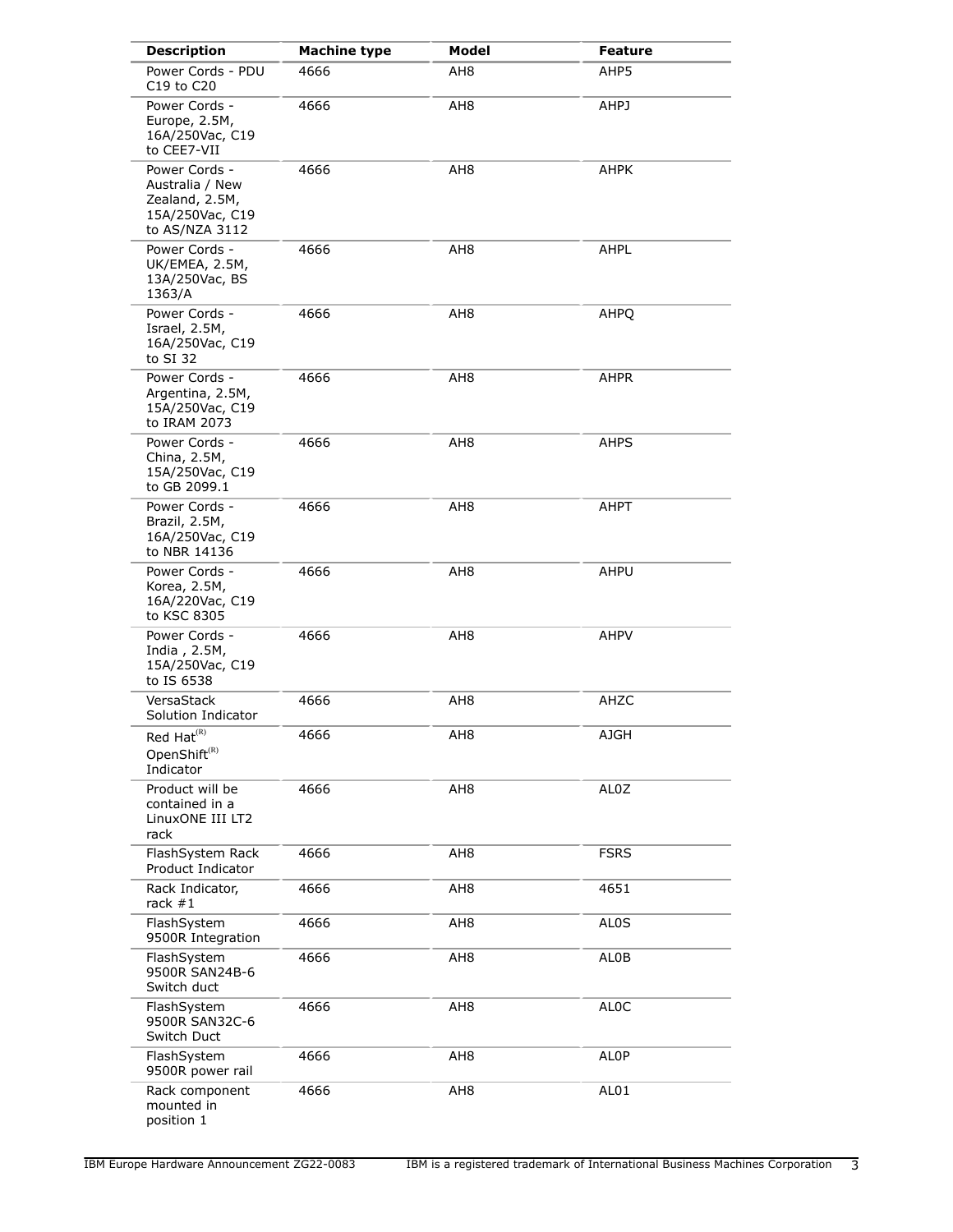| Description | Machine type | Model | Feature |
|---|---|---|---|
| Power Cords - PDU C19 to C20 | 4666 | AH8 | AHP5 |
| Power Cords - Europe, 2.5M, 16A/250Vac, C19 to CEE7-VII | 4666 | AH8 | AHPJ |
| Power Cords - Australia / New Zealand, 2.5M, 15A/250Vac, C19 to AS/NZA 3112 | 4666 | AH8 | AHPK |
| Power Cords - UK/EMEA, 2.5M, 13A/250Vac, BS 1363/A | 4666 | AH8 | AHPL |
| Power Cords - Israel, 2.5M, 16A/250Vac, C19 to SI 32 | 4666 | AH8 | AHPQ |
| Power Cords - Argentina, 2.5M, 15A/250Vac, C19 to IRAM 2073 | 4666 | AH8 | AHPR |
| Power Cords - China, 2.5M, 15A/250Vac, C19 to GB 2099.1 | 4666 | AH8 | AHPS |
| Power Cords - Brazil, 2.5M, 16A/250Vac, C19 to NBR 14136 | 4666 | AH8 | AHPT |
| Power Cords - Korea, 2.5M, 16A/220Vac, C19 to KSC 8305 | 4666 | AH8 | AHPU |
| Power Cords - India , 2.5M, 15A/250Vac, C19 to IS 6538 | 4666 | AH8 | AHPV |
| VersaStack Solution Indicator | 4666 | AH8 | AHZC |
| Red Hat(R) OpenShift(R) Indicator | 4666 | AH8 | AJGH |
| Product will be contained in a LinuxONE III LT2 rack | 4666 | AH8 | AL0Z |
| FlashSystem Rack Product Indicator | 4666 | AH8 | FSRS |
| Rack Indicator, rack #1 | 4666 | AH8 | 4651 |
| FlashSystem 9500R Integration | 4666 | AH8 | AL0S |
| FlashSystem 9500R SAN24B-6 Switch duct | 4666 | AH8 | AL0B |
| FlashSystem 9500R SAN32C-6 Switch Duct | 4666 | AH8 | AL0C |
| FlashSystem 9500R power rail | 4666 | AH8 | AL0P |
| Rack component mounted in position 1 | 4666 | AH8 | AL01 |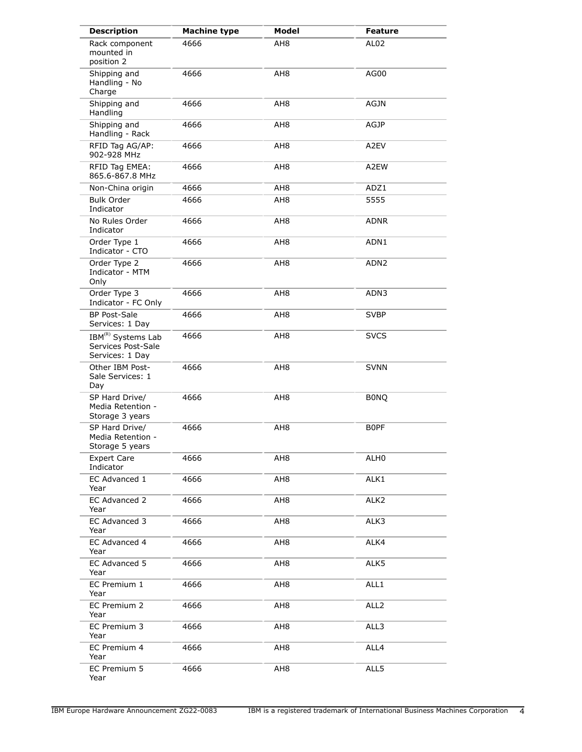| Description | Machine type | Model | Feature |
| --- | --- | --- | --- |
| Rack component mounted in position 2 | 4666 | AH8 | AL02 |
| Shipping and Handling - No Charge | 4666 | AH8 | AG00 |
| Shipping and Handling | 4666 | AH8 | AGJN |
| Shipping and Handling - Rack | 4666 | AH8 | AGJP |
| RFID Tag AG/AP: 902-928 MHz | 4666 | AH8 | A2EV |
| RFID Tag EMEA: 865.6-867.8 MHz | 4666 | AH8 | A2EW |
| Non-China origin | 4666 | AH8 | ADZ1 |
| Bulk Order Indicator | 4666 | AH8 | 5555 |
| No Rules Order Indicator | 4666 | AH8 | ADNR |
| Order Type 1 Indicator - CTO | 4666 | AH8 | ADN1 |
| Order Type 2 Indicator - MTM Only | 4666 | AH8 | ADN2 |
| Order Type 3 Indicator - FC Only | 4666 | AH8 | ADN3 |
| BP Post-Sale Services: 1 Day | 4666 | AH8 | SVBP |
| IBM(R) Systems Lab Services Post-Sale Services: 1 Day | 4666 | AH8 | SVCS |
| Other IBM Post-Sale Services: 1 Day | 4666 | AH8 | SVNN |
| SP Hard Drive/ Media Retention - Storage 3 years | 4666 | AH8 | B0NQ |
| SP Hard Drive/ Media Retention - Storage 5 years | 4666 | AH8 | B0PF |
| Expert Care Indicator | 4666 | AH8 | ALH0 |
| EC Advanced 1 Year | 4666 | AH8 | ALK1 |
| EC Advanced 2 Year | 4666 | AH8 | ALK2 |
| EC Advanced 3 Year | 4666 | AH8 | ALK3 |
| EC Advanced 4 Year | 4666 | AH8 | ALK4 |
| EC Advanced 5 Year | 4666 | AH8 | ALK5 |
| EC Premium 1 Year | 4666 | AH8 | ALL1 |
| EC Premium 2 Year | 4666 | AH8 | ALL2 |
| EC Premium 3 Year | 4666 | AH8 | ALL3 |
| EC Premium 4 Year | 4666 | AH8 | ALL4 |
| EC Premium 5 Year | 4666 | AH8 | ALL5 |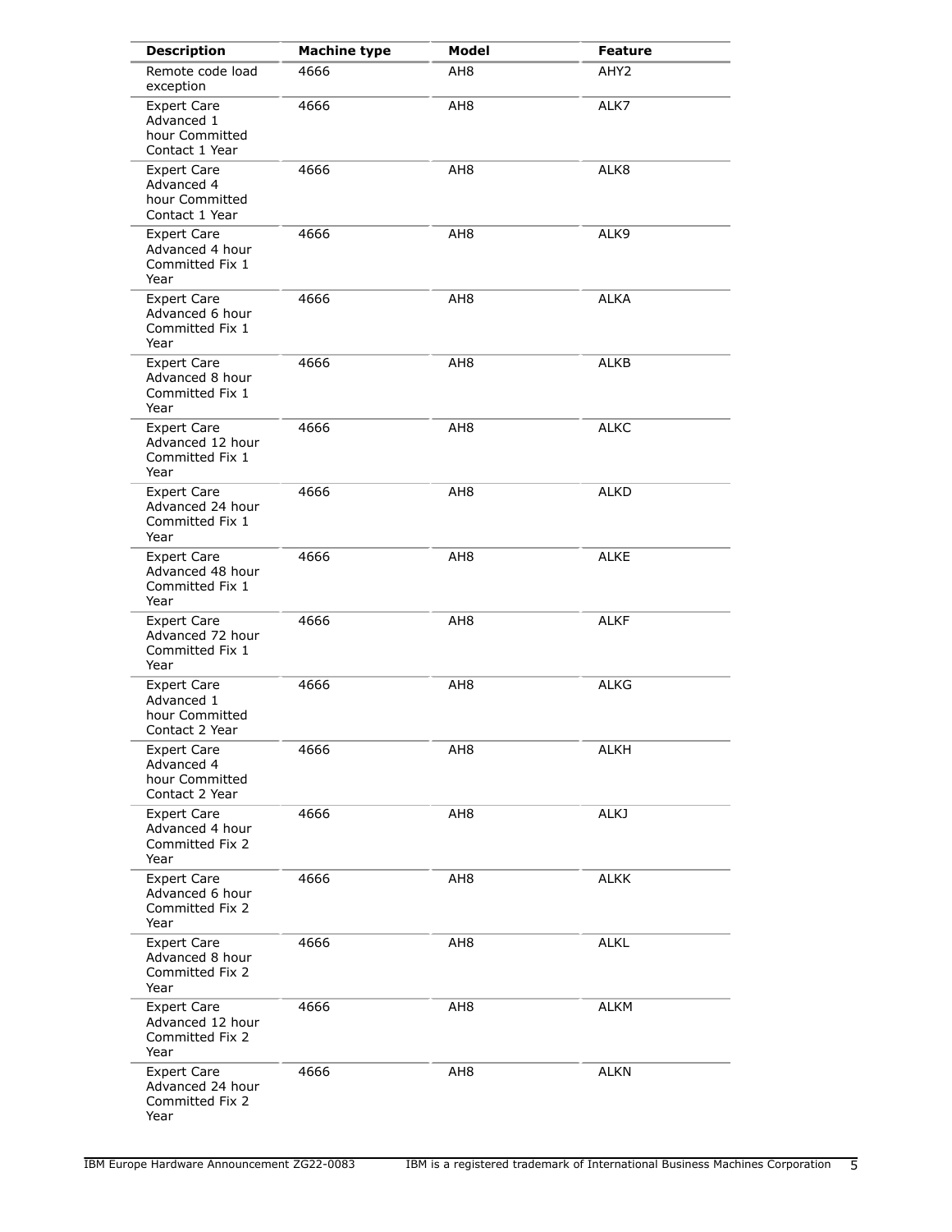| Description | Machine type | Model | Feature |
|---|---|---|---|
| Remote code load exception | 4666 | AH8 | AHY2 |
| Expert Care Advanced 1 hour Committed Contact 1 Year | 4666 | AH8 | ALK7 |
| Expert Care Advanced 4 hour Committed Contact 1 Year | 4666 | AH8 | ALK8 |
| Expert Care Advanced 4 hour Committed Fix 1 Year | 4666 | AH8 | ALK9 |
| Expert Care Advanced 6 hour Committed Fix 1 Year | 4666 | AH8 | ALKA |
| Expert Care Advanced 8 hour Committed Fix 1 Year | 4666 | AH8 | ALKB |
| Expert Care Advanced 12 hour Committed Fix 1 Year | 4666 | AH8 | ALKC |
| Expert Care Advanced 24 hour Committed Fix 1 Year | 4666 | AH8 | ALKD |
| Expert Care Advanced 48 hour Committed Fix 1 Year | 4666 | AH8 | ALKE |
| Expert Care Advanced 72 hour Committed Fix 1 Year | 4666 | AH8 | ALKF |
| Expert Care Advanced 1 hour Committed Contact 2 Year | 4666 | AH8 | ALKG |
| Expert Care Advanced 4 hour Committed Contact 2 Year | 4666 | AH8 | ALKH |
| Expert Care Advanced 4 hour Committed Fix 2 Year | 4666 | AH8 | ALKJ |
| Expert Care Advanced 6 hour Committed Fix 2 Year | 4666 | AH8 | ALKK |
| Expert Care Advanced 8 hour Committed Fix 2 Year | 4666 | AH8 | ALKL |
| Expert Care Advanced 12 hour Committed Fix 2 Year | 4666 | AH8 | ALKM |
| Expert Care Advanced 24 hour Committed Fix 2 Year | 4666 | AH8 | ALKN |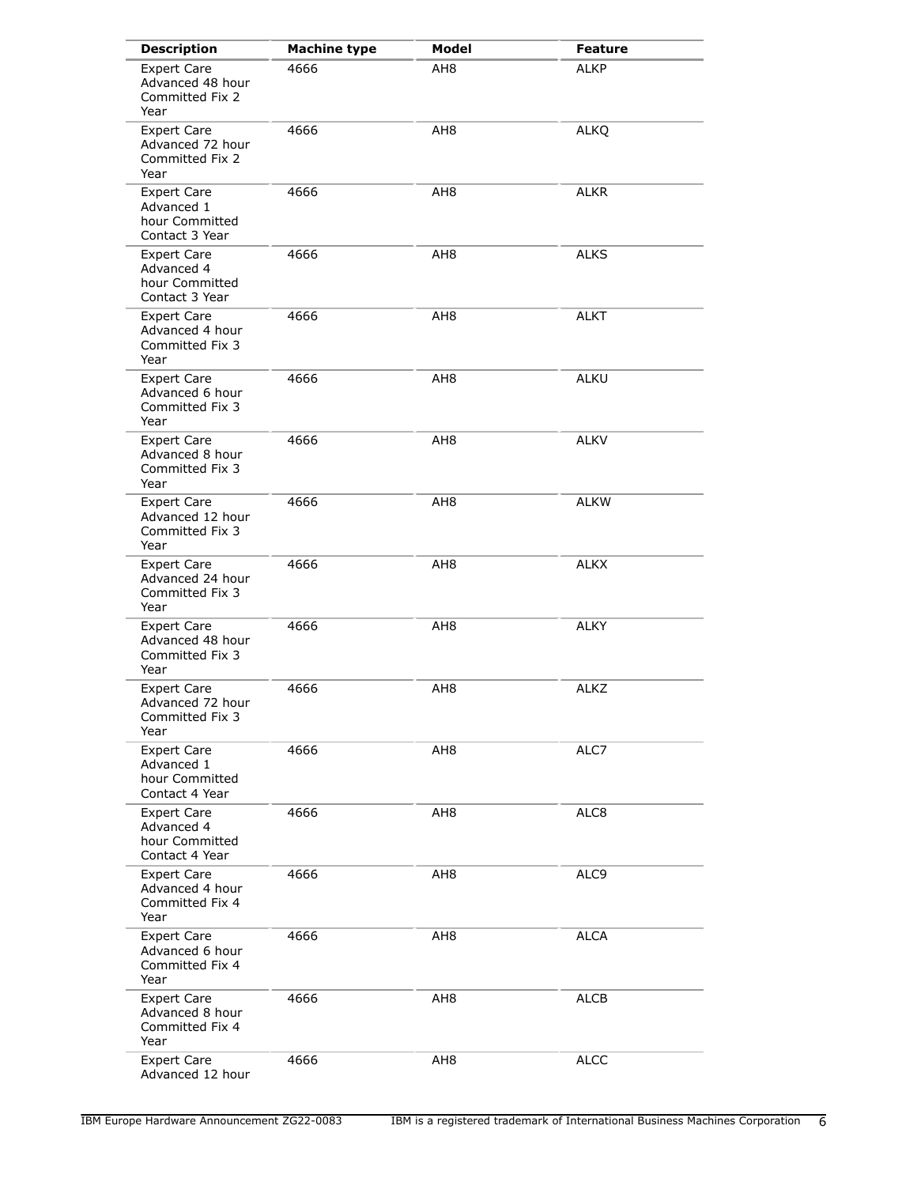| Description | Machine type | Model | Feature |
| --- | --- | --- | --- |
| Expert Care Advanced 48 hour Committed Fix 2 Year | 4666 | AH8 | ALKP |
| Expert Care Advanced 72 hour Committed Fix 2 Year | 4666 | AH8 | ALKQ |
| Expert Care Advanced 1 hour Committed Contact 3 Year | 4666 | AH8 | ALKR |
| Expert Care Advanced 4 hour Committed Contact 3 Year | 4666 | AH8 | ALKS |
| Expert Care Advanced 4 hour Committed Fix 3 Year | 4666 | AH8 | ALKT |
| Expert Care Advanced 6 hour Committed Fix 3 Year | 4666 | AH8 | ALKU |
| Expert Care Advanced 8 hour Committed Fix 3 Year | 4666 | AH8 | ALKV |
| Expert Care Advanced 12 hour Committed Fix 3 Year | 4666 | AH8 | ALKW |
| Expert Care Advanced 24 hour Committed Fix 3 Year | 4666 | AH8 | ALKX |
| Expert Care Advanced 48 hour Committed Fix 3 Year | 4666 | AH8 | ALKY |
| Expert Care Advanced 72 hour Committed Fix 3 Year | 4666 | AH8 | ALKZ |
| Expert Care Advanced 1 hour Committed Contact 4 Year | 4666 | AH8 | ALC7 |
| Expert Care Advanced 4 hour Committed Contact 4 Year | 4666 | AH8 | ALC8 |
| Expert Care Advanced 4 hour Committed Fix 4 Year | 4666 | AH8 | ALC9 |
| Expert Care Advanced 6 hour Committed Fix 4 Year | 4666 | AH8 | ALCA |
| Expert Care Advanced 8 hour Committed Fix 4 Year | 4666 | AH8 | ALCB |
| Expert Care Advanced 12 hour | 4666 | AH8 | ALCC |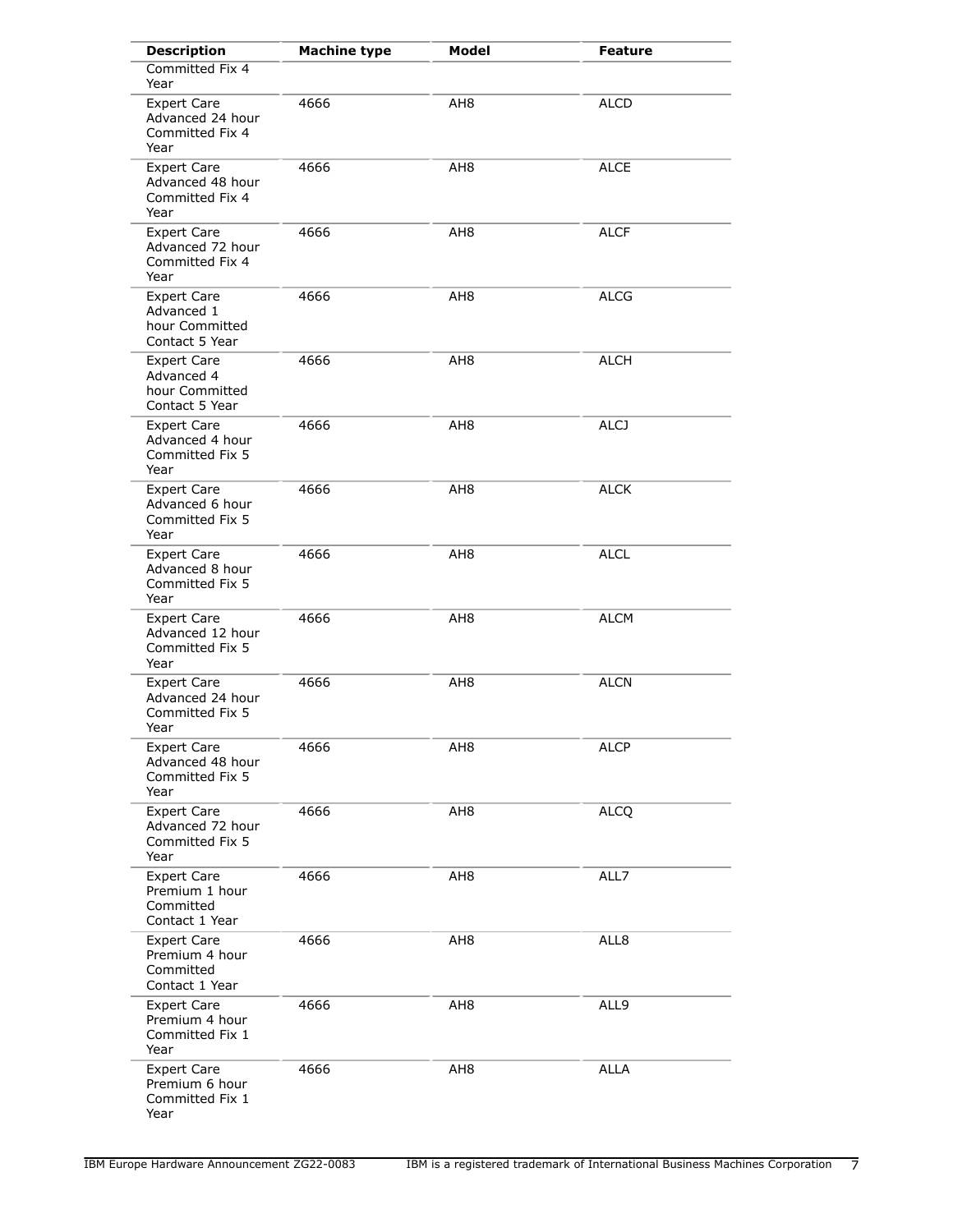| Description | Machine type | Model | Feature |
| --- | --- | --- | --- |
| Committed Fix 4 Year | | | |
| Expert Care Advanced 24 hour Committed Fix 4 Year | 4666 | AH8 | ALCD |
| Expert Care Advanced 48 hour Committed Fix 4 Year | 4666 | AH8 | ALCE |
| Expert Care Advanced 72 hour Committed Fix 4 Year | 4666 | AH8 | ALCF |
| Expert Care Advanced 1 hour Committed Contact 5 Year | 4666 | AH8 | ALCG |
| Expert Care Advanced 4 hour Committed Contact 5 Year | 4666 | AH8 | ALCH |
| Expert Care Advanced 4 hour Committed Fix 5 Year | 4666 | AH8 | ALCJ |
| Expert Care Advanced 6 hour Committed Fix 5 Year | 4666 | AH8 | ALCK |
| Expert Care Advanced 8 hour Committed Fix 5 Year | 4666 | AH8 | ALCL |
| Expert Care Advanced 12 hour Committed Fix 5 Year | 4666 | AH8 | ALCM |
| Expert Care Advanced 24 hour Committed Fix 5 Year | 4666 | AH8 | ALCN |
| Expert Care Advanced 48 hour Committed Fix 5 Year | 4666 | AH8 | ALCP |
| Expert Care Advanced 72 hour Committed Fix 5 Year | 4666 | AH8 | ALCQ |
| Expert Care Premium 1 hour Committed Contact 1 Year | 4666 | AH8 | ALL7 |
| Expert Care Premium 4 hour Committed Contact 1 Year | 4666 | AH8 | ALL8 |
| Expert Care Premium 4 hour Committed Fix 1 Year | 4666 | AH8 | ALL9 |
| Expert Care Premium 6 hour Committed Fix 1 Year | 4666 | AH8 | ALLA |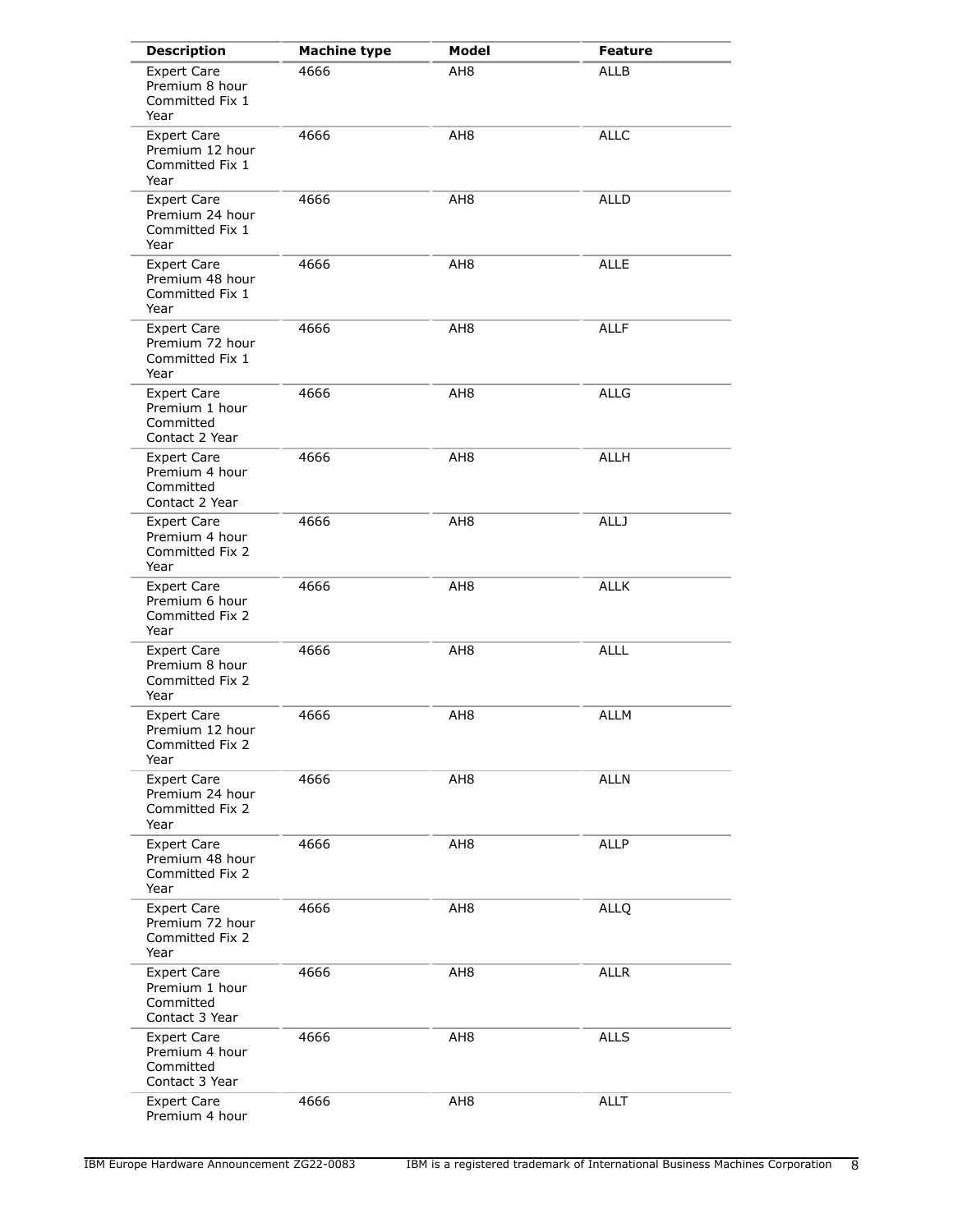| Description | Machine type | Model | Feature |
| --- | --- | --- | --- |
| Expert Care Premium 8 hour Committed Fix 1 Year | 4666 | AH8 | ALLB |
| Expert Care Premium 12 hour Committed Fix 1 Year | 4666 | AH8 | ALLC |
| Expert Care Premium 24 hour Committed Fix 1 Year | 4666 | AH8 | ALLD |
| Expert Care Premium 48 hour Committed Fix 1 Year | 4666 | AH8 | ALLE |
| Expert Care Premium 72 hour Committed Fix 1 Year | 4666 | AH8 | ALLF |
| Expert Care Premium 1 hour Committed Contact 2 Year | 4666 | AH8 | ALLG |
| Expert Care Premium 4 hour Committed Contact 2 Year | 4666 | AH8 | ALLH |
| Expert Care Premium 4 hour Committed Fix 2 Year | 4666 | AH8 | ALLJ |
| Expert Care Premium 6 hour Committed Fix 2 Year | 4666 | AH8 | ALLK |
| Expert Care Premium 8 hour Committed Fix 2 Year | 4666 | AH8 | ALLL |
| Expert Care Premium 12 hour Committed Fix 2 Year | 4666 | AH8 | ALLM |
| Expert Care Premium 24 hour Committed Fix 2 Year | 4666 | AH8 | ALLN |
| Expert Care Premium 48 hour Committed Fix 2 Year | 4666 | AH8 | ALLP |
| Expert Care Premium 72 hour Committed Fix 2 Year | 4666 | AH8 | ALLQ |
| Expert Care Premium 1 hour Committed Contact 3 Year | 4666 | AH8 | ALLR |
| Expert Care Premium 4 hour Committed Contact 3 Year | 4666 | AH8 | ALLS |
| Expert Care Premium 4 hour | 4666 | AH8 | ALLT |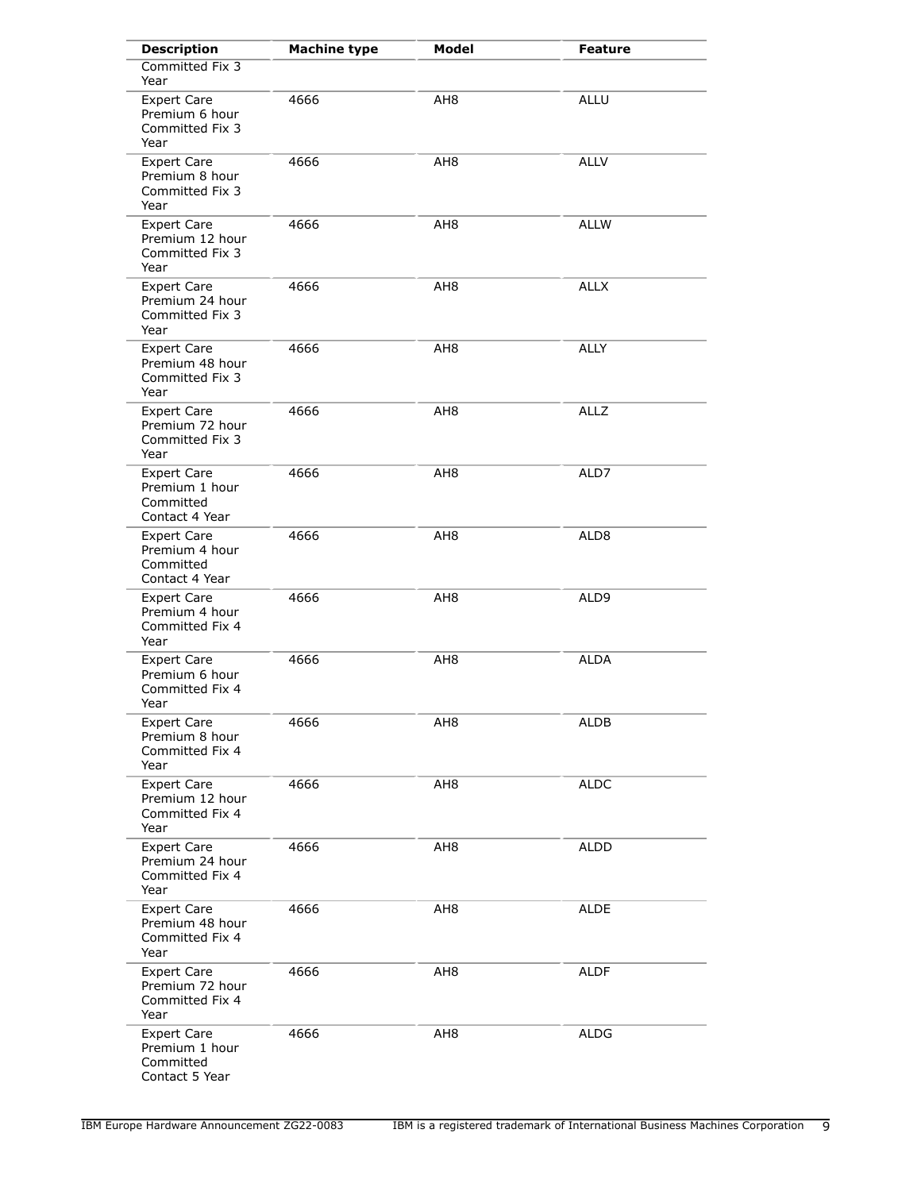| Description | Machine type | Model | Feature |
|---|---|---|---|
| Committed Fix 3 Year | | | |
| Expert Care Premium 6 hour Committed Fix 3 Year | 4666 | AH8 | ALLU |
| Expert Care Premium 8 hour Committed Fix 3 Year | 4666 | AH8 | ALLV |
| Expert Care Premium 12 hour Committed Fix 3 Year | 4666 | AH8 | ALLW |
| Expert Care Premium 24 hour Committed Fix 3 Year | 4666 | AH8 | ALLX |
| Expert Care Premium 48 hour Committed Fix 3 Year | 4666 | AH8 | ALLY |
| Expert Care Premium 72 hour Committed Fix 3 Year | 4666 | AH8 | ALLZ |
| Expert Care Premium 1 hour Committed Contact 4 Year | 4666 | AH8 | ALD7 |
| Expert Care Premium 4 hour Committed Contact 4 Year | 4666 | AH8 | ALD8 |
| Expert Care Premium 4 hour Committed Fix 4 Year | 4666 | AH8 | ALD9 |
| Expert Care Premium 6 hour Committed Fix 4 Year | 4666 | AH8 | ALDA |
| Expert Care Premium 8 hour Committed Fix 4 Year | 4666 | AH8 | ALDB |
| Expert Care Premium 12 hour Committed Fix 4 Year | 4666 | AH8 | ALDC |
| Expert Care Premium 24 hour Committed Fix 4 Year | 4666 | AH8 | ALDD |
| Expert Care Premium 48 hour Committed Fix 4 Year | 4666 | AH8 | ALDE |
| Expert Care Premium 72 hour Committed Fix 4 Year | 4666 | AH8 | ALDF |
| Expert Care Premium 1 hour Committed Contact 5 Year | 4666 | AH8 | ALDG |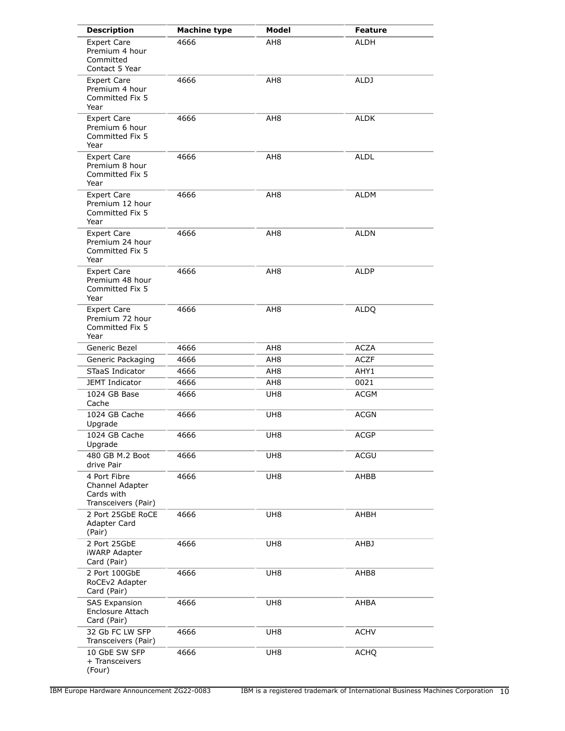| Description | Machine type | Model | Feature |
|---|---|---|---|
| Expert Care Premium 4 hour Committed Contact 5 Year | 4666 | AH8 | ALDH |
| Expert Care Premium 4 hour Committed Fix 5 Year | 4666 | AH8 | ALDJ |
| Expert Care Premium 6 hour Committed Fix 5 Year | 4666 | AH8 | ALDK |
| Expert Care Premium 8 hour Committed Fix 5 Year | 4666 | AH8 | ALDL |
| Expert Care Premium 12 hour Committed Fix 5 Year | 4666 | AH8 | ALDM |
| Expert Care Premium 24 hour Committed Fix 5 Year | 4666 | AH8 | ALDN |
| Expert Care Premium 48 hour Committed Fix 5 Year | 4666 | AH8 | ALDP |
| Expert Care Premium 72 hour Committed Fix 5 Year | 4666 | AH8 | ALDQ |
| Generic Bezel | 4666 | AH8 | ACZA |
| Generic Packaging | 4666 | AH8 | ACZF |
| STaaS Indicator | 4666 | AH8 | AHY1 |
| JEMT Indicator | 4666 | AH8 | 0021 |
| 1024 GB Base Cache | 4666 | UH8 | ACGM |
| 1024 GB Cache Upgrade | 4666 | UH8 | ACGN |
| 1024 GB Cache Upgrade | 4666 | UH8 | ACGP |
| 480 GB M.2 Boot drive Pair | 4666 | UH8 | ACGU |
| 4 Port Fibre Channel Adapter Cards with Transceivers (Pair) | 4666 | UH8 | AHBB |
| 2 Port 25GbE RoCE Adapter Card (Pair) | 4666 | UH8 | AHBH |
| 2 Port 25GbE iWARP Adapter Card (Pair) | 4666 | UH8 | AHBJ |
| 2 Port 100GbE RoCEv2 Adapter Card (Pair) | 4666 | UH8 | AHB8 |
| SAS Expansion Enclosure Attach Card (Pair) | 4666 | UH8 | AHBA |
| 32 Gb FC LW SFP Transceivers (Pair) | 4666 | UH8 | ACHV |
| 10 GbE SW SFP + Transceivers (Four) | 4666 | UH8 | ACHQ |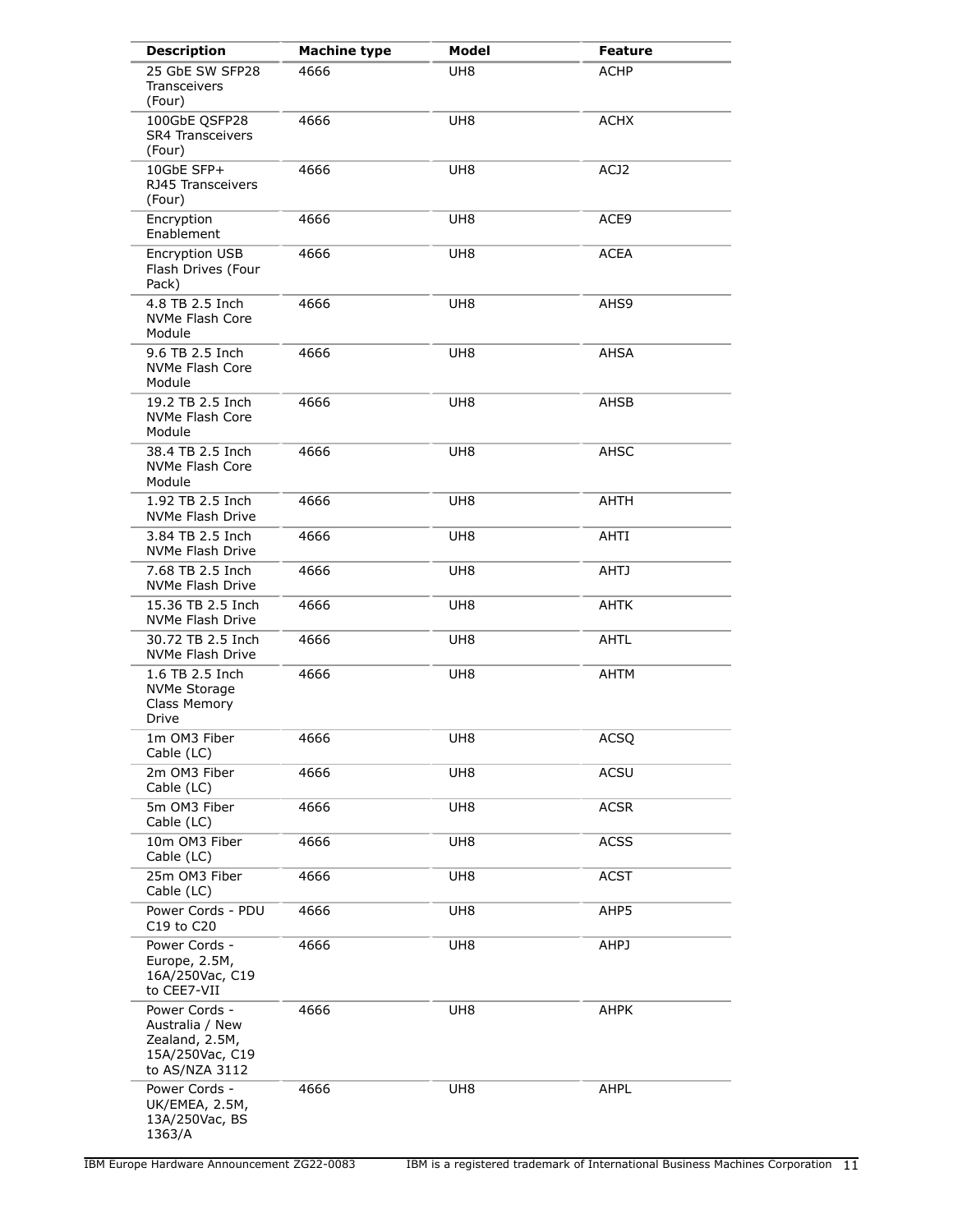| Description | Machine type | Model | Feature |
|---|---|---|---|
| 25 GbE SW SFP28 Transceivers (Four) | 4666 | UH8 | ACHP |
| 100GbE QSFP28 SR4 Transceivers (Four) | 4666 | UH8 | ACHX |
| 10GbE SFP+ RJ45 Transceivers (Four) | 4666 | UH8 | ACJ2 |
| Encryption Enablement | 4666 | UH8 | ACE9 |
| Encryption USB Flash Drives (Four Pack) | 4666 | UH8 | ACEA |
| 4.8 TB 2.5 Inch NVMe Flash Core Module | 4666 | UH8 | AHS9 |
| 9.6 TB 2.5 Inch NVMe Flash Core Module | 4666 | UH8 | AHSA |
| 19.2 TB 2.5 Inch NVMe Flash Core Module | 4666 | UH8 | AHSB |
| 38.4 TB 2.5 Inch NVMe Flash Core Module | 4666 | UH8 | AHSC |
| 1.92 TB 2.5 Inch NVMe Flash Drive | 4666 | UH8 | AHTH |
| 3.84 TB 2.5 Inch NVMe Flash Drive | 4666 | UH8 | AHTI |
| 7.68 TB 2.5 Inch NVMe Flash Drive | 4666 | UH8 | AHTJ |
| 15.36 TB 2.5 Inch NVMe Flash Drive | 4666 | UH8 | AHTK |
| 30.72 TB 2.5 Inch NVMe Flash Drive | 4666 | UH8 | AHTL |
| 1.6 TB 2.5 Inch NVMe Storage Class Memory Drive | 4666 | UH8 | AHTM |
| 1m OM3 Fiber Cable (LC) | 4666 | UH8 | ACSQ |
| 2m OM3 Fiber Cable (LC) | 4666 | UH8 | ACSU |
| 5m OM3 Fiber Cable (LC) | 4666 | UH8 | ACSR |
| 10m OM3 Fiber Cable (LC) | 4666 | UH8 | ACSS |
| 25m OM3 Fiber Cable (LC) | 4666 | UH8 | ACST |
| Power Cords - PDU C19 to C20 | 4666 | UH8 | AHP5 |
| Power Cords - Europe, 2.5M, 16A/250Vac, C19 to CEE7-VII | 4666 | UH8 | AHPJ |
| Power Cords - Australia / New Zealand, 2.5M, 15A/250Vac, C19 to AS/NZA 3112 | 4666 | UH8 | AHPK |
| Power Cords - UK/EMEA, 2.5M, 13A/250Vac, BS 1363/A | 4666 | UH8 | AHPL |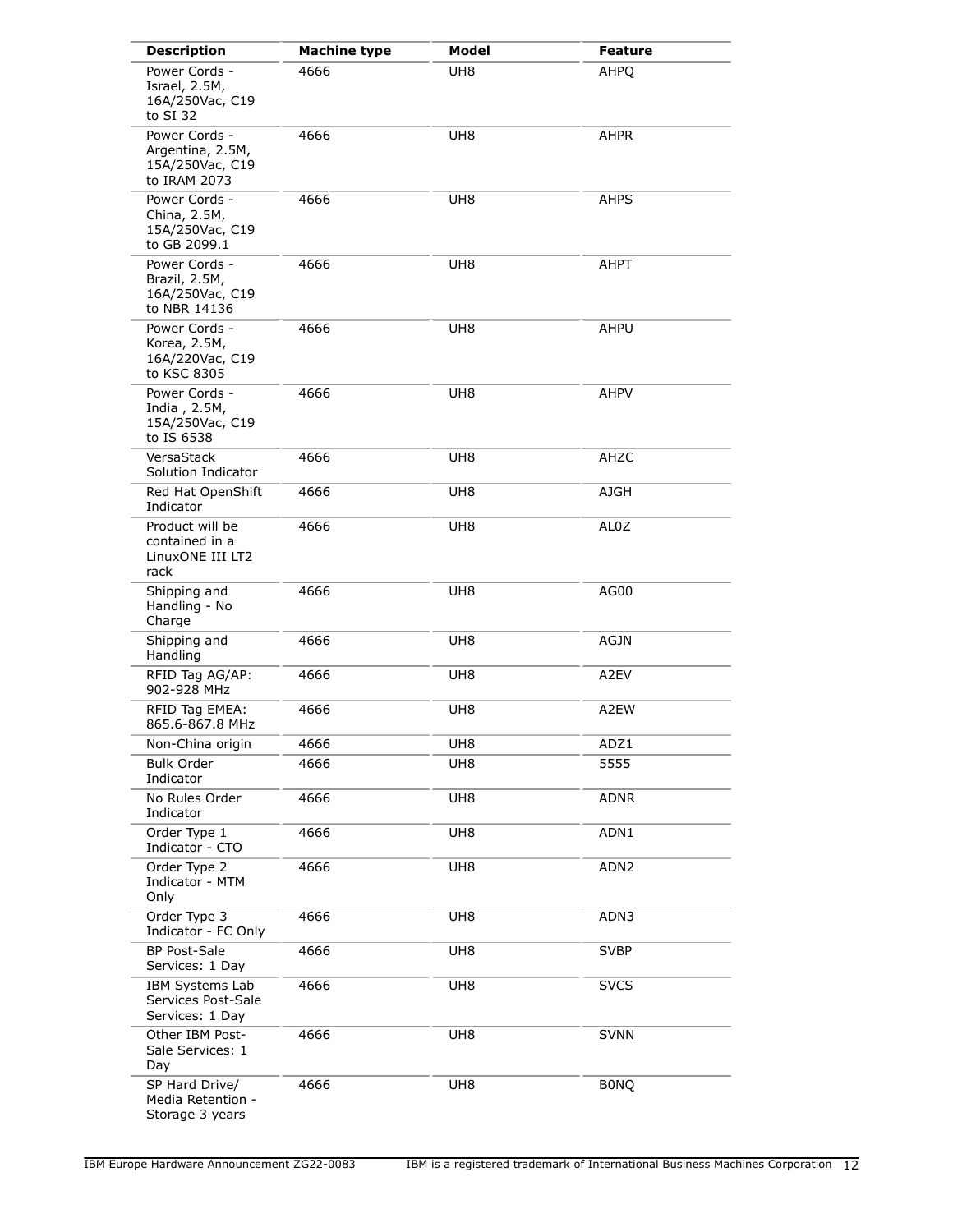| Description | Machine type | Model | Feature |
| --- | --- | --- | --- |
| Power Cords - Israel, 2.5M, 16A/250Vac, C19 to SI 32 | 4666 | UH8 | AHPQ |
| Power Cords - Argentina, 2.5M, 15A/250Vac, C19 to IRAM 2073 | 4666 | UH8 | AHPR |
| Power Cords - China, 2.5M, 15A/250Vac, C19 to GB 2099.1 | 4666 | UH8 | AHPS |
| Power Cords - Brazil, 2.5M, 16A/250Vac, C19 to NBR 14136 | 4666 | UH8 | AHPT |
| Power Cords - Korea, 2.5M, 16A/220Vac, C19 to KSC 8305 | 4666 | UH8 | AHPU |
| Power Cords - India , 2.5M, 15A/250Vac, C19 to IS 6538 | 4666 | UH8 | AHPV |
| VersaStack Solution Indicator | 4666 | UH8 | AHZC |
| Red Hat OpenShift Indicator | 4666 | UH8 | AJGH |
| Product will be contained in a LinuxONE III LT2 rack | 4666 | UH8 | AL0Z |
| Shipping and Handling - No Charge | 4666 | UH8 | AG00 |
| Shipping and Handling | 4666 | UH8 | AGJN |
| RFID Tag AG/AP: 902-928 MHz | 4666 | UH8 | A2EV |
| RFID Tag EMEA: 865.6-867.8 MHz | 4666 | UH8 | A2EW |
| Non-China origin | 4666 | UH8 | ADZ1 |
| Bulk Order Indicator | 4666 | UH8 | 5555 |
| No Rules Order Indicator | 4666 | UH8 | ADNR |
| Order Type 1 Indicator - CTO | 4666 | UH8 | ADN1 |
| Order Type 2 Indicator - MTM Only | 4666 | UH8 | ADN2 |
| Order Type 3 Indicator - FC Only | 4666 | UH8 | ADN3 |
| BP Post-Sale Services: 1 Day | 4666 | UH8 | SVBP |
| IBM Systems Lab Services Post-Sale Services: 1 Day | 4666 | UH8 | SVCS |
| Other IBM Post-Sale Services: 1 Day | 4666 | UH8 | SVNN |
| SP Hard Drive/ Media Retention - Storage 3 years | 4666 | UH8 | B0NQ |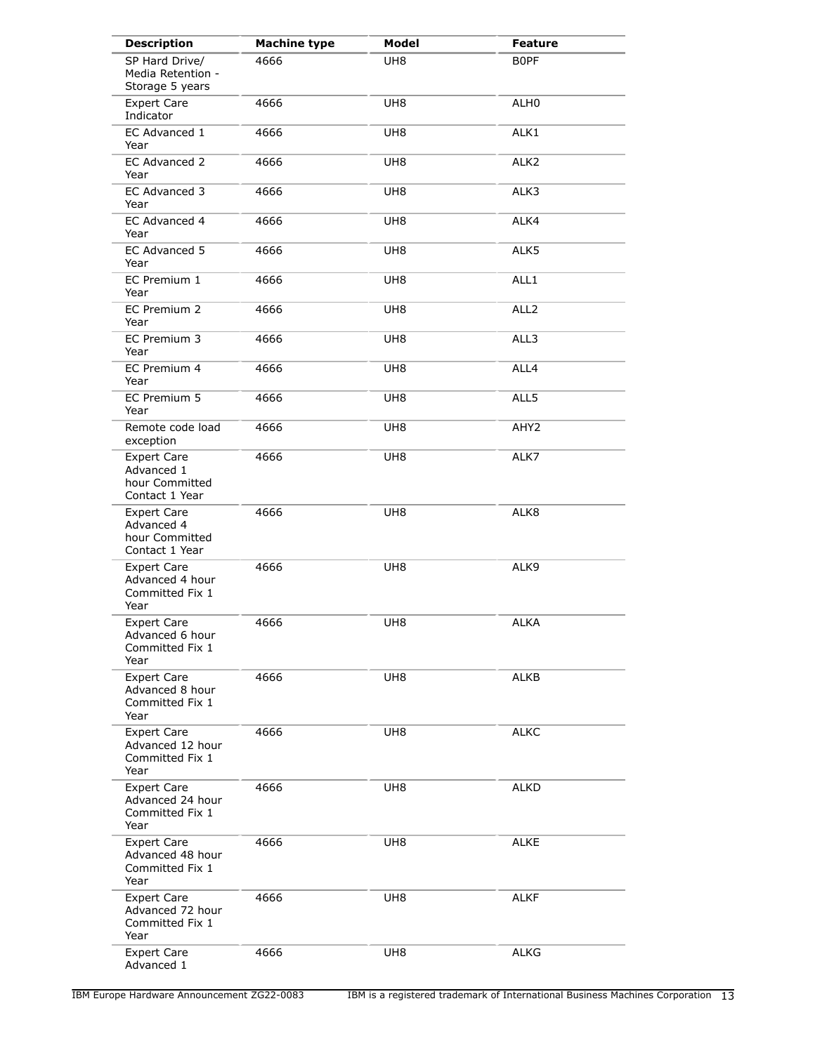| Description | Machine type | Model | Feature |
| --- | --- | --- | --- |
| SP Hard Drive/ Media Retention - Storage 5 years | 4666 | UH8 | B0PF |
| Expert Care Indicator | 4666 | UH8 | ALH0 |
| EC Advanced 1 Year | 4666 | UH8 | ALK1 |
| EC Advanced 2 Year | 4666 | UH8 | ALK2 |
| EC Advanced 3 Year | 4666 | UH8 | ALK3 |
| EC Advanced 4 Year | 4666 | UH8 | ALK4 |
| EC Advanced 5 Year | 4666 | UH8 | ALK5 |
| EC Premium 1 Year | 4666 | UH8 | ALL1 |
| EC Premium 2 Year | 4666 | UH8 | ALL2 |
| EC Premium 3 Year | 4666 | UH8 | ALL3 |
| EC Premium 4 Year | 4666 | UH8 | ALL4 |
| EC Premium 5 Year | 4666 | UH8 | ALL5 |
| Remote code load exception | 4666 | UH8 | AHY2 |
| Expert Care Advanced 1 hour Committed Contact 1 Year | 4666 | UH8 | ALK7 |
| Expert Care Advanced 4 hour Committed Contact 1 Year | 4666 | UH8 | ALK8 |
| Expert Care Advanced 4 hour Committed Fix 1 Year | 4666 | UH8 | ALK9 |
| Expert Care Advanced 6 hour Committed Fix 1 Year | 4666 | UH8 | ALKA |
| Expert Care Advanced 8 hour Committed Fix 1 Year | 4666 | UH8 | ALKB |
| Expert Care Advanced 12 hour Committed Fix 1 Year | 4666 | UH8 | ALKC |
| Expert Care Advanced 24 hour Committed Fix 1 Year | 4666 | UH8 | ALKD |
| Expert Care Advanced 48 hour Committed Fix 1 Year | 4666 | UH8 | ALKE |
| Expert Care Advanced 72 hour Committed Fix 1 Year | 4666 | UH8 | ALKF |
| Expert Care Advanced 1 | 4666 | UH8 | ALKG |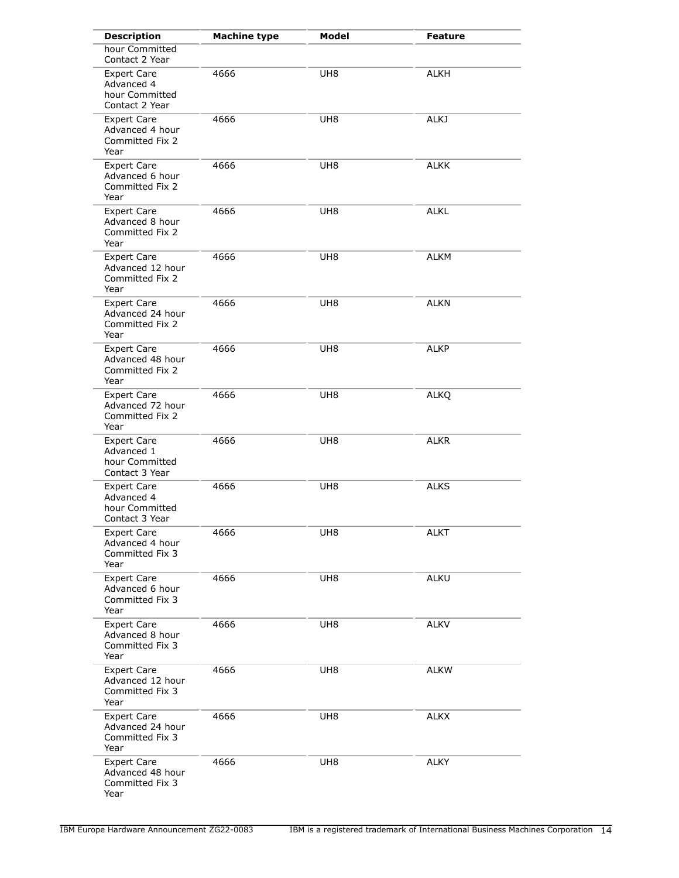| Description | Machine type | Model | Feature |
|---|---|---|---|
| hour Committed Contact 2 Year | | | |
| Expert Care Advanced 4 hour Committed Contact 2 Year | 4666 | UH8 | ALKH |
| Expert Care Advanced 4 hour Committed Fix 2 Year | 4666 | UH8 | ALKJ |
| Expert Care Advanced 6 hour Committed Fix 2 Year | 4666 | UH8 | ALKK |
| Expert Care Advanced 8 hour Committed Fix 2 Year | 4666 | UH8 | ALKL |
| Expert Care Advanced 12 hour Committed Fix 2 Year | 4666 | UH8 | ALKM |
| Expert Care Advanced 24 hour Committed Fix 2 Year | 4666 | UH8 | ALKN |
| Expert Care Advanced 48 hour Committed Fix 2 Year | 4666 | UH8 | ALKP |
| Expert Care Advanced 72 hour Committed Fix 2 Year | 4666 | UH8 | ALKQ |
| Expert Care Advanced 1 hour Committed Contact 3 Year | 4666 | UH8 | ALKR |
| Expert Care Advanced 4 hour Committed Contact 3 Year | 4666 | UH8 | ALKS |
| Expert Care Advanced 4 hour Committed Fix 3 Year | 4666 | UH8 | ALKT |
| Expert Care Advanced 6 hour Committed Fix 3 Year | 4666 | UH8 | ALKU |
| Expert Care Advanced 8 hour Committed Fix 3 Year | 4666 | UH8 | ALKV |
| Expert Care Advanced 12 hour Committed Fix 3 Year | 4666 | UH8 | ALKW |
| Expert Care Advanced 24 hour Committed Fix 3 Year | 4666 | UH8 | ALKX |
| Expert Care Advanced 48 hour Committed Fix 3 Year | 4666 | UH8 | ALKY |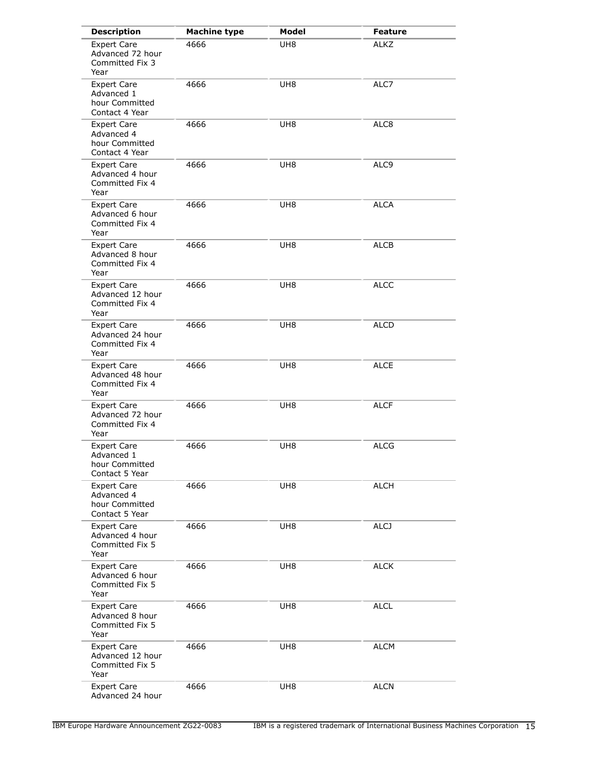| Description | Machine type | Model | Feature |
| --- | --- | --- | --- |
| Expert Care Advanced 72 hour Committed Fix 3 Year | 4666 | UH8 | ALKZ |
| Expert Care Advanced 1 hour Committed Contact 4 Year | 4666 | UH8 | ALC7 |
| Expert Care Advanced 4 hour Committed Contact 4 Year | 4666 | UH8 | ALC8 |
| Expert Care Advanced 4 hour Committed Fix 4 Year | 4666 | UH8 | ALC9 |
| Expert Care Advanced 6 hour Committed Fix 4 Year | 4666 | UH8 | ALCA |
| Expert Care Advanced 8 hour Committed Fix 4 Year | 4666 | UH8 | ALCB |
| Expert Care Advanced 12 hour Committed Fix 4 Year | 4666 | UH8 | ALCC |
| Expert Care Advanced 24 hour Committed Fix 4 Year | 4666 | UH8 | ALCD |
| Expert Care Advanced 48 hour Committed Fix 4 Year | 4666 | UH8 | ALCE |
| Expert Care Advanced 72 hour Committed Fix 4 Year | 4666 | UH8 | ALCF |
| Expert Care Advanced 1 hour Committed Contact 5 Year | 4666 | UH8 | ALCG |
| Expert Care Advanced 4 hour Committed Contact 5 Year | 4666 | UH8 | ALCH |
| Expert Care Advanced 4 hour Committed Fix 5 Year | 4666 | UH8 | ALCJ |
| Expert Care Advanced 6 hour Committed Fix 5 Year | 4666 | UH8 | ALCK |
| Expert Care Advanced 8 hour Committed Fix 5 Year | 4666 | UH8 | ALCL |
| Expert Care Advanced 12 hour Committed Fix 5 Year | 4666 | UH8 | ALCM |
| Expert Care Advanced 24 hour | 4666 | UH8 | ALCN |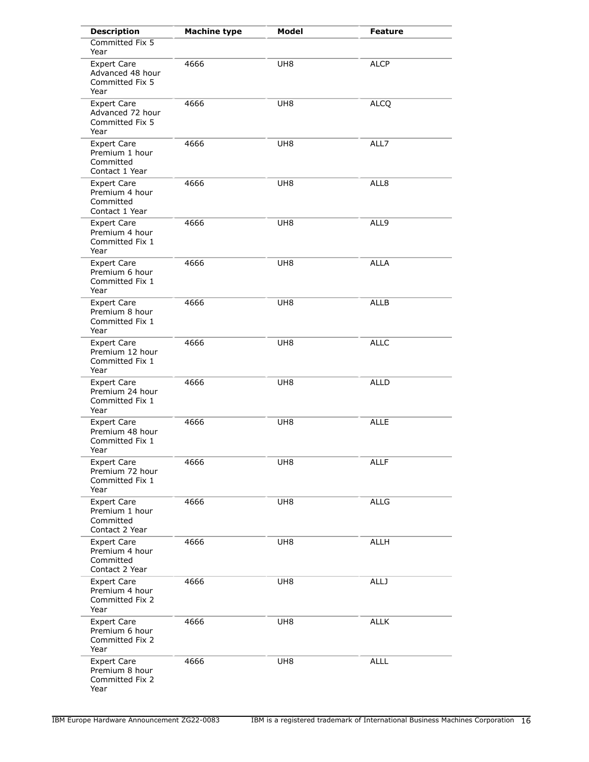| Description | Machine type | Model | Feature |
| --- | --- | --- | --- |
| Committed Fix 5 Year | | | |
| Expert Care Advanced 48 hour Committed Fix 5 Year | 4666 | UH8 | ALCP |
| Expert Care Advanced 72 hour Committed Fix 5 Year | 4666 | UH8 | ALCQ |
| Expert Care Premium 1 hour Committed Contact 1 Year | 4666 | UH8 | ALL7 |
| Expert Care Premium 4 hour Committed Contact 1 Year | 4666 | UH8 | ALL8 |
| Expert Care Premium 4 hour Committed Fix 1 Year | 4666 | UH8 | ALL9 |
| Expert Care Premium 6 hour Committed Fix 1 Year | 4666 | UH8 | ALLA |
| Expert Care Premium 8 hour Committed Fix 1 Year | 4666 | UH8 | ALLB |
| Expert Care Premium 12 hour Committed Fix 1 Year | 4666 | UH8 | ALLC |
| Expert Care Premium 24 hour Committed Fix 1 Year | 4666 | UH8 | ALLD |
| Expert Care Premium 48 hour Committed Fix 1 Year | 4666 | UH8 | ALLE |
| Expert Care Premium 72 hour Committed Fix 1 Year | 4666 | UH8 | ALLF |
| Expert Care Premium 1 hour Committed Contact 2 Year | 4666 | UH8 | ALLG |
| Expert Care Premium 4 hour Committed Contact 2 Year | 4666 | UH8 | ALLH |
| Expert Care Premium 4 hour Committed Fix 2 Year | 4666 | UH8 | ALLJ |
| Expert Care Premium 6 hour Committed Fix 2 Year | 4666 | UH8 | ALLK |
| Expert Care Premium 8 hour Committed Fix 2 Year | 4666 | UH8 | ALLL |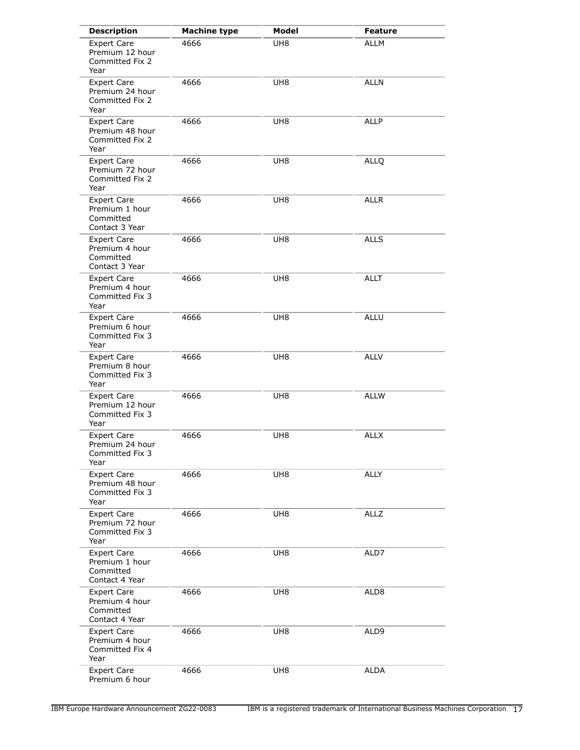| Description | Machine type | Model | Feature |
| --- | --- | --- | --- |
| Expert Care Premium 12 hour Committed Fix 2 Year | 4666 | UH8 | ALLM |
| Expert Care Premium 24 hour Committed Fix 2 Year | 4666 | UH8 | ALLN |
| Expert Care Premium 48 hour Committed Fix 2 Year | 4666 | UH8 | ALLP |
| Expert Care Premium 72 hour Committed Fix 2 Year | 4666 | UH8 | ALLQ |
| Expert Care Premium 1 hour Committed Contact 3 Year | 4666 | UH8 | ALLR |
| Expert Care Premium 4 hour Committed Contact 3 Year | 4666 | UH8 | ALLS |
| Expert Care Premium 4 hour Committed Fix 3 Year | 4666 | UH8 | ALLT |
| Expert Care Premium 6 hour Committed Fix 3 Year | 4666 | UH8 | ALLU |
| Expert Care Premium 8 hour Committed Fix 3 Year | 4666 | UH8 | ALLV |
| Expert Care Premium 12 hour Committed Fix 3 Year | 4666 | UH8 | ALLW |
| Expert Care Premium 24 hour Committed Fix 3 Year | 4666 | UH8 | ALLX |
| Expert Care Premium 48 hour Committed Fix 3 Year | 4666 | UH8 | ALLY |
| Expert Care Premium 72 hour Committed Fix 3 Year | 4666 | UH8 | ALLZ |
| Expert Care Premium 1 hour Committed Contact 4 Year | 4666 | UH8 | ALD7 |
| Expert Care Premium 4 hour Committed Contact 4 Year | 4666 | UH8 | ALD8 |
| Expert Care Premium 4 hour Committed Fix 4 Year | 4666 | UH8 | ALD9 |
| Expert Care Premium 6 hour | 4666 | UH8 | ALDA |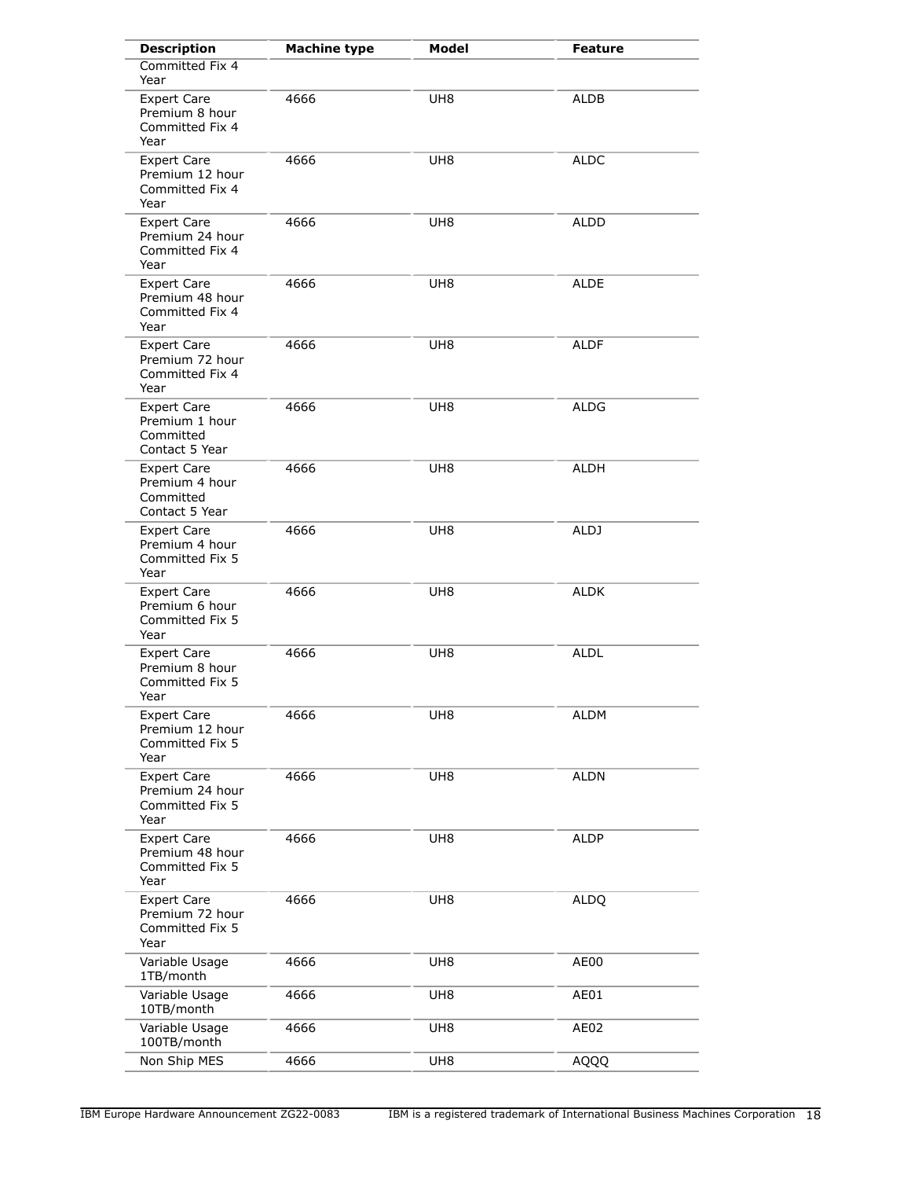| Description | Machine type | Model | Feature |
| --- | --- | --- | --- |
| Committed Fix 4 Year | | | |
| Expert Care Premium 8 hour Committed Fix 4 Year | 4666 | UH8 | ALDB |
| Expert Care Premium 12 hour Committed Fix 4 Year | 4666 | UH8 | ALDC |
| Expert Care Premium 24 hour Committed Fix 4 Year | 4666 | UH8 | ALDD |
| Expert Care Premium 48 hour Committed Fix 4 Year | 4666 | UH8 | ALDE |
| Expert Care Premium 72 hour Committed Fix 4 Year | 4666 | UH8 | ALDF |
| Expert Care Premium 1 hour Committed Contact 5 Year | 4666 | UH8 | ALDG |
| Expert Care Premium 4 hour Committed Contact 5 Year | 4666 | UH8 | ALDH |
| Expert Care Premium 4 hour Committed Fix 5 Year | 4666 | UH8 | ALDJ |
| Expert Care Premium 6 hour Committed Fix 5 Year | 4666 | UH8 | ALDK |
| Expert Care Premium 8 hour Committed Fix 5 Year | 4666 | UH8 | ALDL |
| Expert Care Premium 12 hour Committed Fix 5 Year | 4666 | UH8 | ALDM |
| Expert Care Premium 24 hour Committed Fix 5 Year | 4666 | UH8 | ALDN |
| Expert Care Premium 48 hour Committed Fix 5 Year | 4666 | UH8 | ALDP |
| Expert Care Premium 72 hour Committed Fix 5 Year | 4666 | UH8 | ALDQ |
| Variable Usage 1TB/month | 4666 | UH8 | AE00 |
| Variable Usage 10TB/month | 4666 | UH8 | AE01 |
| Variable Usage 100TB/month | 4666 | UH8 | AE02 |
| Non Ship MES | 4666 | UH8 | AQQQ |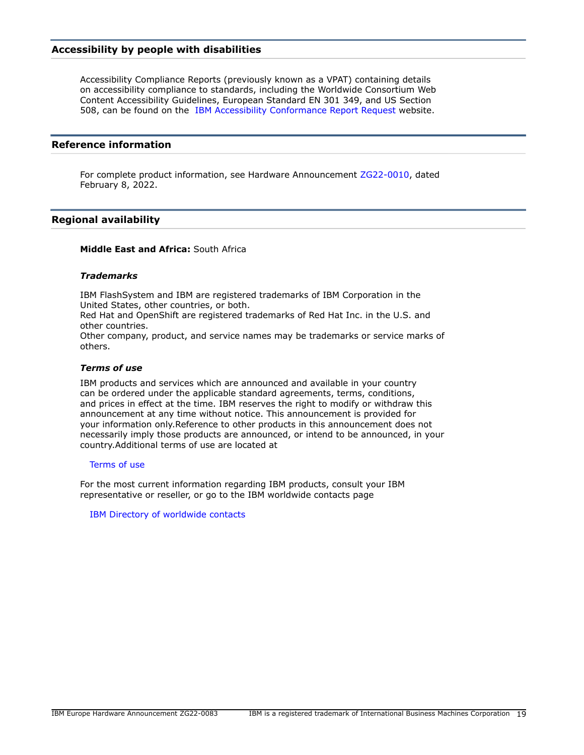## Accessibility by people with disabilities

Accessibility Compliance Reports (previously known as a VPAT) containing details on accessibility compliance to standards, including the Worldwide Consortium Web Content Accessibility Guidelines, European Standard EN 301 349, and US Section 508, can be found on the IBM Accessibility Conformance Report Request website.

## Reference information

For complete product information, see Hardware Announcement ZG22-0010, dated February 8, 2022.

## Regional availability

**Middle East and Africa:** South Africa

***Trademarks***

IBM FlashSystem and IBM are registered trademarks of IBM Corporation in the United States, other countries, or both.
Red Hat and OpenShift are registered trademarks of Red Hat Inc. in the U.S. and other countries.
Other company, product, and service names may be trademarks or service marks of others.

***Terms of use***

IBM products and services which are announced and available in your country can be ordered under the applicable standard agreements, terms, conditions, and prices in effect at the time. IBM reserves the right to modify or withdraw this announcement at any time without notice. This announcement is provided for your information only.Reference to other products in this announcement does not necessarily imply those products are announced, or intend to be announced, in your country.Additional terms of use are located at

Terms of use

For the most current information regarding IBM products, consult your IBM representative or reseller, or go to the IBM worldwide contacts page

IBM Directory of worldwide contacts